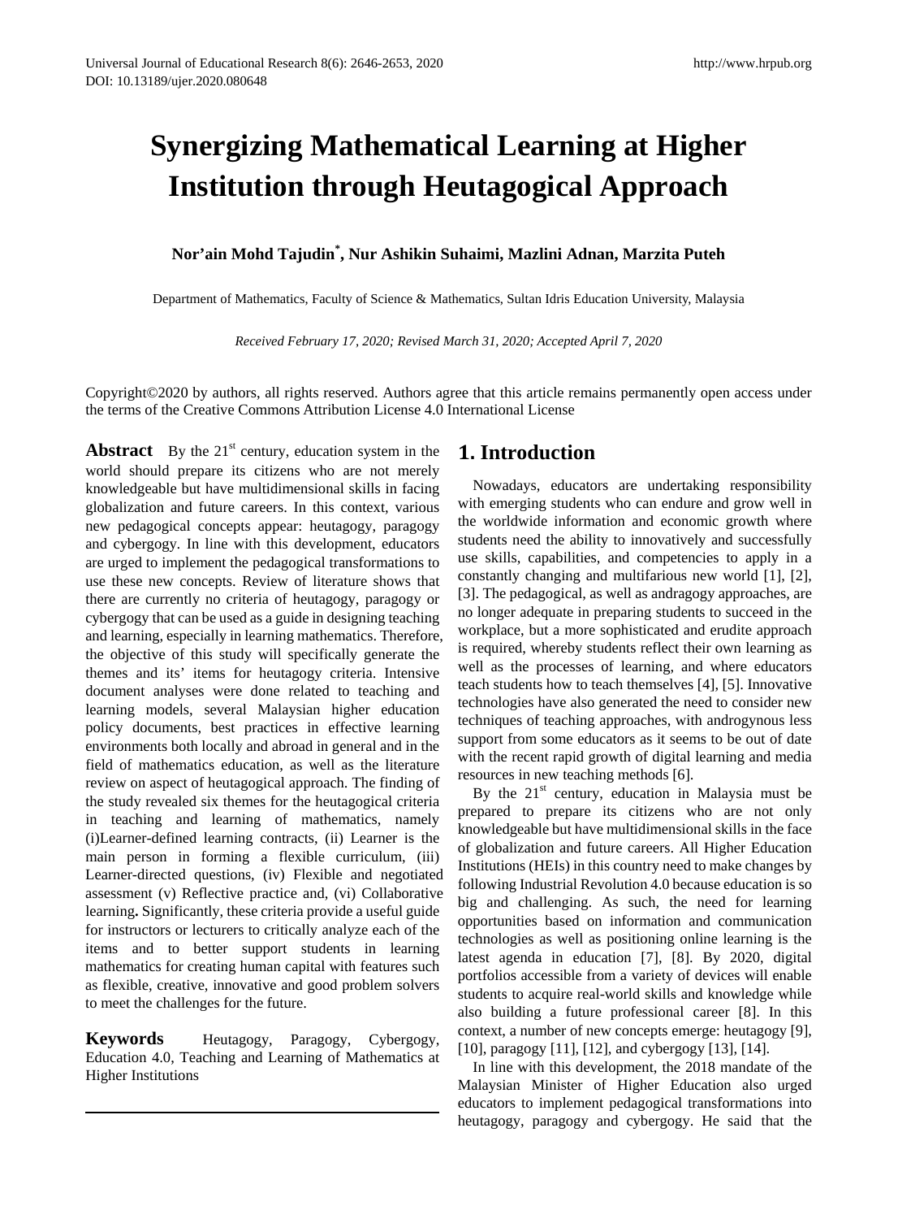# Synergizing Mathematical Learning at Higher Institution through Heutagogical Approach

**Nor'ain Mohd Tajudin[*], Nur Ashikin Suhaimi, Mazlini Adnan, Marzita Puteh**

Department of Mathematics, Faculty of Science & Mathematics, Sultan Idris Education University, Malaysia

*Received February 17, 2020; Revised March 31, 2020; Accepted April 7, 2020*

Copyright©2020 by authors, all rights reserved. Authors agree that this article remains permanently open access under the terms of the Creative Commons Attribution License 4.0 International License

**Abstract** By the 21st century, education system in the world should prepare its citizens who are not merely knowledgeable but have multidimensional skills in facing globalization and future careers. In this context, various new pedagogical concepts appear: heutagogy, paragogy and cybergogy. In line with this development, educators are urged to implement the pedagogical transformations to use these new concepts. Review of literature shows that there are currently no criteria of heutagogy, paragogy or cybergogy that can be used as a guide in designing teaching and learning, especially in learning mathematics. Therefore, the objective of this study will specifically generate the themes and its' items for heutagogy criteria. Intensive document analyses were done related to teaching and learning models, several Malaysian higher education policy documents, best practices in effective learning environments both locally and abroad in general and in the field of mathematics education, as well as the literature review on aspect of heutagogical approach. The finding of the study revealed six themes for the heutagogical criteria in teaching and learning of mathematics, namely (i)Learner-defined learning contracts, (ii) Learner is the main person in forming a flexible curriculum, (iii) Learner-directed questions, (iv) Flexible and negotiated assessment (v) Reflective practice and, (vi) Collaborative learning**.** Significantly, these criteria provide a useful guide for instructors or lecturers to critically analyze each of the items and to better support students in learning mathematics for creating human capital with features such as flexible, creative, innovative and good problem solvers to meet the challenges for the future.

**Keywords** Heutagogy, Paragogy, Cybergogy, Education 4.0, Teaching and Learning of Mathematics at Higher Institutions

## 1. Introduction

Nowadays, educators are undertaking responsibility with emerging students who can endure and grow well in the worldwide information and economic growth where students need the ability to innovatively and successfully use skills, capabilities, and competencies to apply in a constantly changing and multifarious new world [1], [2], [3]. The pedagogical, as well as andragogy approaches, are no longer adequate in preparing students to succeed in the workplace, but a more sophisticated and erudite approach is required, whereby students reflect their own learning as well as the processes of learning, and where educators teach students how to teach themselves [4], [5]. Innovative technologies have also generated the need to consider new techniques of teaching approaches, with androgynous less support from some educators as it seems to be out of date with the recent rapid growth of digital learning and media resources in new teaching methods [6].

By the 21st century, education in Malaysia must be prepared to prepare its citizens who are not only knowledgeable but have multidimensional skills in the face of globalization and future careers. All Higher Education Institutions (HEIs) in this country need to make changes by following Industrial Revolution 4.0 because education is so big and challenging. As such, the need for learning opportunities based on information and communication technologies as well as positioning online learning is the latest agenda in education [7], [8]. By 2020, digital portfolios accessible from a variety of devices will enable students to acquire real-world skills and knowledge while also building a future professional career [8]. In this context, a number of new concepts emerge: heutagogy [9], [10], paragogy [11], [12], and cybergogy [13], [14].

In line with this development, the 2018 mandate of the Malaysian Minister of Higher Education also urged educators to implement pedagogical transformations into heutagogy, paragogy and cybergogy. He said that the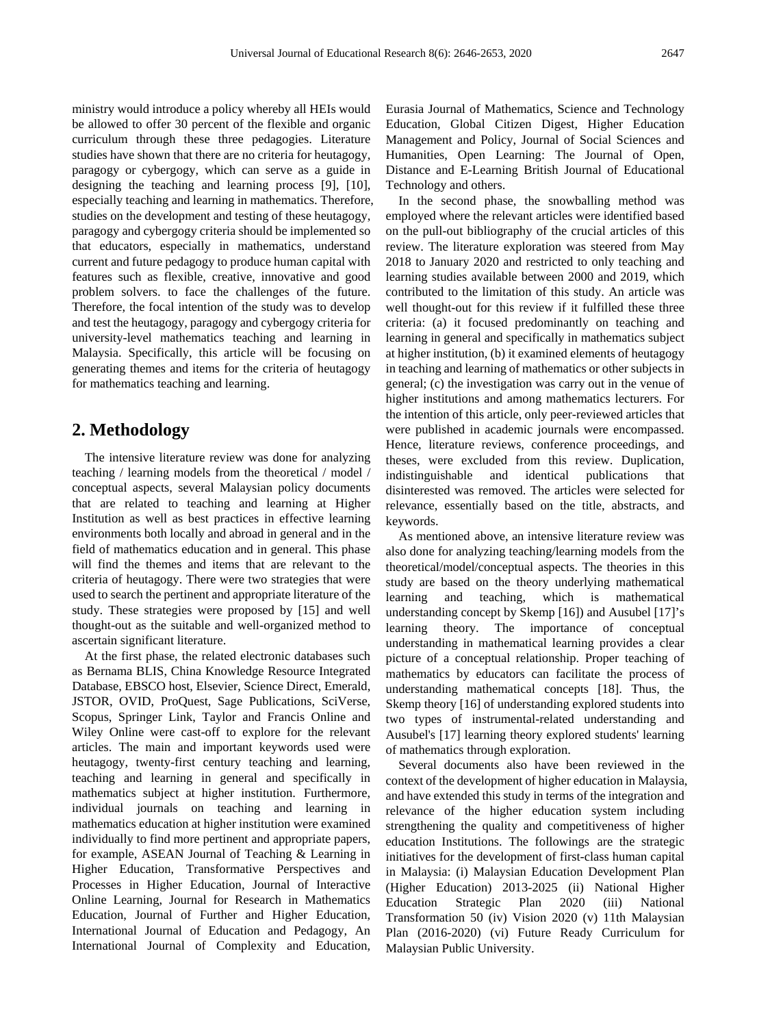ministry would introduce a policy whereby all HEIs would be allowed to offer 30 percent of the flexible and organic curriculum through these three pedagogies. Literature studies have shown that there are no criteria for heutagogy, paragogy or cybergogy, which can serve as a guide in designing the teaching and learning process [9], [10], especially teaching and learning in mathematics. Therefore, studies on the development and testing of these heutagogy, paragogy and cybergogy criteria should be implemented so that educators, especially in mathematics, understand current and future pedagogy to produce human capital with features such as flexible, creative, innovative and good problem solvers. to face the challenges of the future. Therefore, the focal intention of the study was to develop and test the heutagogy, paragogy and cybergogy criteria for university-level mathematics teaching and learning in Malaysia. Specifically, this article will be focusing on generating themes and items for the criteria of heutagogy for mathematics teaching and learning.

## 2. Methodology

The intensive literature review was done for analyzing teaching / learning models from the theoretical / model / conceptual aspects, several Malaysian policy documents that are related to teaching and learning at Higher Institution as well as best practices in effective learning environments both locally and abroad in general and in the field of mathematics education and in general. This phase will find the themes and items that are relevant to the criteria of heutagogy. There were two strategies that were used to search the pertinent and appropriate literature of the study. These strategies were proposed by [15] and well thought-out as the suitable and well-organized method to ascertain significant literature.

At the first phase, the related electronic databases such as Bernama BLIS, China Knowledge Resource Integrated Database, EBSCO host, Elsevier, Science Direct, Emerald, JSTOR, OVID, ProQuest, Sage Publications, SciVerse, Scopus, Springer Link, Taylor and Francis Online and Wiley Online were cast-off to explore for the relevant articles. The main and important keywords used were heutagogy, twenty-first century teaching and learning, teaching and learning in general and specifically in mathematics subject at higher institution. Furthermore, individual journals on teaching and learning in mathematics education at higher institution were examined individually to find more pertinent and appropriate papers, for example, ASEAN Journal of Teaching & Learning in Higher Education, Transformative Perspectives and Processes in Higher Education, Journal of Interactive Online Learning, Journal for Research in Mathematics Education, Journal of Further and Higher Education, International Journal of Education and Pedagogy, An International Journal of Complexity and Education, Eurasia Journal of Mathematics, Science and Technology Education, Global Citizen Digest, Higher Education Management and Policy, Journal of Social Sciences and Humanities, Open Learning: The Journal of Open, Distance and E-Learning British Journal of Educational Technology and others.

In the second phase, the snowballing method was employed where the relevant articles were identified based on the pull-out bibliography of the crucial articles of this review. The literature exploration was steered from May 2018 to January 2020 and restricted to only teaching and learning studies available between 2000 and 2019, which contributed to the limitation of this study. An article was well thought-out for this review if it fulfilled these three criteria: (a) it focused predominantly on teaching and learning in general and specifically in mathematics subject at higher institution, (b) it examined elements of heutagogy in teaching and learning of mathematics or other subjects in general; (c) the investigation was carry out in the venue of higher institutions and among mathematics lecturers. For the intention of this article, only peer-reviewed articles that were published in academic journals were encompassed. Hence, literature reviews, conference proceedings, and theses, were excluded from this review. Duplication, indistinguishable and identical publications that disinterested was removed. The articles were selected for relevance, essentially based on the title, abstracts, and keywords.

As mentioned above, an intensive literature review was also done for analyzing teaching/learning models from the theoretical/model/conceptual aspects. The theories in this study are based on the theory underlying mathematical learning and teaching, which is mathematical understanding concept by Skemp [16]) and Ausubel [17]'s learning theory. The importance of conceptual understanding in mathematical learning provides a clear picture of a conceptual relationship. Proper teaching of mathematics by educators can facilitate the process of understanding mathematical concepts [18]. Thus, the Skemp theory [16] of understanding explored students into two types of instrumental-related understanding and Ausubel's [17] learning theory explored students' learning of mathematics through exploration.

Several documents also have been reviewed in the context of the development of higher education in Malaysia, and have extended this study in terms of the integration and relevance of the higher education system including strengthening the quality and competitiveness of higher education Institutions. The followings are the strategic initiatives for the development of first-class human capital in Malaysia: (i) Malaysian Education Development Plan (Higher Education) 2013-2025 (ii) National Higher Education Strategic Plan 2020 (iii) National Transformation 50 (iv) Vision 2020 (v) 11th Malaysian Plan (2016-2020) (vi) Future Ready Curriculum for Malaysian Public University.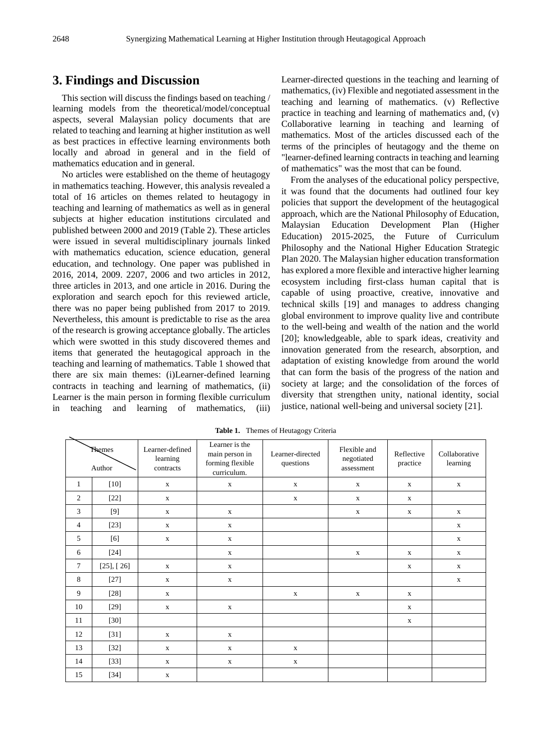## 3. Findings and Discussion

This section will discuss the findings based on teaching / learning models from the theoretical/model/conceptual aspects, several Malaysian policy documents that are related to teaching and learning at higher institution as well as best practices in effective learning environments both locally and abroad in general and in the field of mathematics education and in general.

No articles were established on the theme of heutagogy in mathematics teaching. However, this analysis revealed a total of 16 articles on themes related to heutagogy in teaching and learning of mathematics as well as in general subjects at higher education institutions circulated and published between 2000 and 2019 (Table 2). These articles were issued in several multidisciplinary journals linked with mathematics education, science education, general education, and technology. One paper was published in 2016, 2014, 2009. 2207, 2006 and two articles in 2012, three articles in 2013, and one article in 2016. During the exploration and search epoch for this reviewed article, there was no paper being published from 2017 to 2019. Nevertheless, this amount is predictable to rise as the area of the research is growing acceptance globally. The articles which were swotted in this study discovered themes and items that generated the heutagogical approach in the teaching and learning of mathematics. Table 1 showed that there are six main themes: (i)Learner-defined learning contracts in teaching and learning of mathematics, (ii) Learner is the main person in forming flexible curriculum in teaching and learning of mathematics, (iii) Learner-directed questions in the teaching and learning of mathematics, (iv) Flexible and negotiated assessment in the teaching and learning of mathematics. (v) Reflective practice in teaching and learning of mathematics and, (v) Collaborative learning in teaching and learning of mathematics. Most of the articles discussed each of the terms of the principles of heutagogy and the theme on "learner-defined learning contracts in teaching and learning of mathematics" was the most that can be found.

From the analyses of the educational policy perspective, it was found that the documents had outlined four key policies that support the development of the heutagogical approach, which are the National Philosophy of Education, Malaysian Education Development Plan (Higher Education) 2015-2025, the Future of Curriculum Philosophy and the National Higher Education Strategic Plan 2020. The Malaysian higher education transformation has explored a more flexible and interactive higher learning ecosystem including first-class human capital that is capable of using proactive, creative, innovative and technical skills [19] and manages to address changing global environment to improve quality live and contribute to the well-being and wealth of the nation and the world [20]; knowledgeable, able to spark ideas, creativity and innovation generated from the research, absorption, and adaptation of existing knowledge from around the world that can form the basis of the progress of the nation and society at large; and the consolidation of the forces of diversity that strengthen unity, national identity, social justice, national well-being and universal society [21].

**Table 1.** Themes of Heutagogy Criteria

| | Themes / Author | Learner-defined learning contracts | Learner is the main person in forming flexible curriculum. | Learner-directed questions | Flexible and negotiated assessment | Reflective practice | Collaborative learning |
|---|---|---|---|---|---|---|---|
| 1 | [10] | x | x | x | x | x | x |
| 2 | [22] | x | | x | x | x | |
| 3 | [9] | x | x | | x | x | x |
| 4 | [23] | x | x | | | | x |
| 5 | [6] | x | x | | | | x |
| 6 | [24] | | x | | x | x | x |
| 7 | [25], [ 26] | x | x | | | x | x |
| 8 | [27] | x | x | | | | x |
| 9 | [28] | x | | x | x | x | |
| 10 | [29] | x | x | | | x | |
| 11 | [30] | | | | | x | |
| 12 | [31] | x | x | | | | |
| 13 | [32] | x | x | x | | | |
| 14 | [33] | x | x | x | | | |
| 15 | [34] | x | | | | | |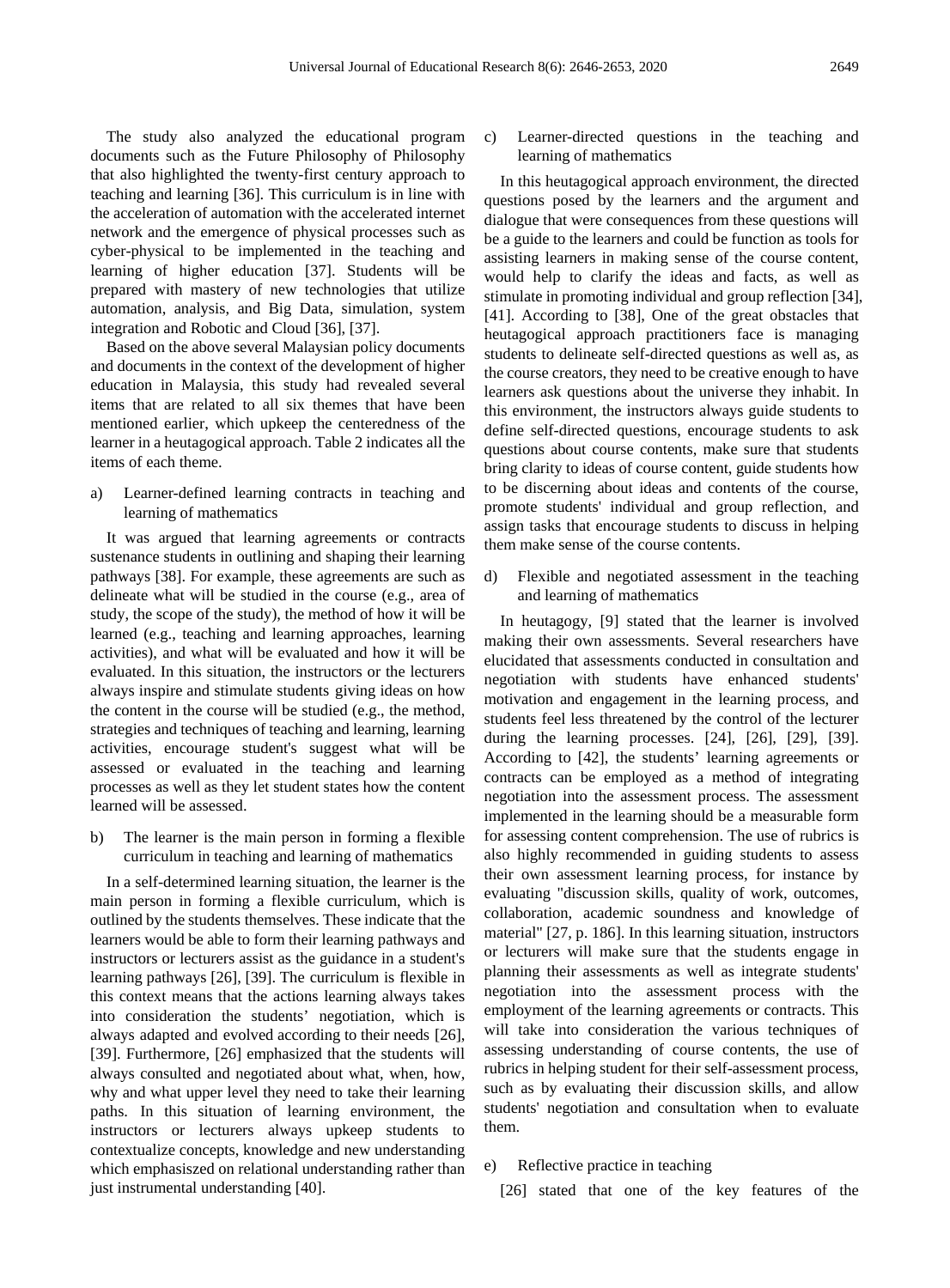The study also analyzed the educational program documents such as the Future Philosophy of Philosophy that also highlighted the twenty-first century approach to teaching and learning [36]. This curriculum is in line with the acceleration of automation with the accelerated internet network and the emergence of physical processes such as cyber-physical to be implemented in the teaching and learning of higher education [37]. Students will be prepared with mastery of new technologies that utilize automation, analysis, and Big Data, simulation, system integration and Robotic and Cloud [36], [37].

Based on the above several Malaysian policy documents and documents in the context of the development of higher education in Malaysia, this study had revealed several items that are related to all six themes that have been mentioned earlier, which upkeep the centeredness of the learner in a heutagogical approach. Table 2 indicates all the items of each theme.

a) Learner-defined learning contracts in teaching and learning of mathematics

It was argued that learning agreements or contracts sustenance students in outlining and shaping their learning pathways [38]. For example, these agreements are such as delineate what will be studied in the course (e.g., area of study, the scope of the study), the method of how it will be learned (e.g., teaching and learning approaches, learning activities), and what will be evaluated and how it will be evaluated. In this situation, the instructors or the lecturers always inspire and stimulate students giving ideas on how the content in the course will be studied (e.g., the method, strategies and techniques of teaching and learning, learning activities, encourage student's suggest what will be assessed or evaluated in the teaching and learning processes as well as they let student states how the content learned will be assessed.

b) The learner is the main person in forming a flexible curriculum in teaching and learning of mathematics

In a self-determined learning situation, the learner is the main person in forming a flexible curriculum, which is outlined by the students themselves. These indicate that the learners would be able to form their learning pathways and instructors or lecturers assist as the guidance in a student's learning pathways [26], [39]. The curriculum is flexible in this context means that the actions learning always takes into consideration the students' negotiation, which is always adapted and evolved according to their needs [26], [39]. Furthermore, [26] emphasized that the students will always consulted and negotiated about what, when, how, why and what upper level they need to take their learning paths. In this situation of learning environment, the instructors or lecturers always upkeep students to contextualize concepts, knowledge and new understanding which emphasiszed on relational understanding rather than just instrumental understanding [40].

c) Learner-directed questions in the teaching and learning of mathematics

In this heutagogical approach environment, the directed questions posed by the learners and the argument and dialogue that were consequences from these questions will be a guide to the learners and could be function as tools for assisting learners in making sense of the course content, would help to clarify the ideas and facts, as well as stimulate in promoting individual and group reflection [34], [41]. According to [38], One of the great obstacles that heutagogical approach practitioners face is managing students to delineate self-directed questions as well as, as the course creators, they need to be creative enough to have learners ask questions about the universe they inhabit. In this environment, the instructors always guide students to define self-directed questions, encourage students to ask questions about course contents, make sure that students bring clarity to ideas of course content, guide students how to be discerning about ideas and contents of the course, promote students' individual and group reflection, and assign tasks that encourage students to discuss in helping them make sense of the course contents.

d) Flexible and negotiated assessment in the teaching and learning of mathematics

In heutagogy, [9] stated that the learner is involved making their own assessments. Several researchers have elucidated that assessments conducted in consultation and negotiation with students have enhanced students' motivation and engagement in the learning process, and students feel less threatened by the control of the lecturer during the learning processes. [24], [26], [29], [39]. According to [42], the students' learning agreements or contracts can be employed as a method of integrating negotiation into the assessment process. The assessment implemented in the learning should be a measurable form for assessing content comprehension. The use of rubrics is also highly recommended in guiding students to assess their own assessment learning process, for instance by evaluating "discussion skills, quality of work, outcomes, collaboration, academic soundness and knowledge of material" [27, p. 186]. In this learning situation, instructors or lecturers will make sure that the students engage in planning their assessments as well as integrate students' negotiation into the assessment process with the employment of the learning agreements or contracts. This will take into consideration the various techniques of assessing understanding of course contents, the use of rubrics in helping student for their self-assessment process, such as by evaluating their discussion skills, and allow students' negotiation and consultation when to evaluate them.

e) Reflective practice in teaching

[26] stated that one of the key features of the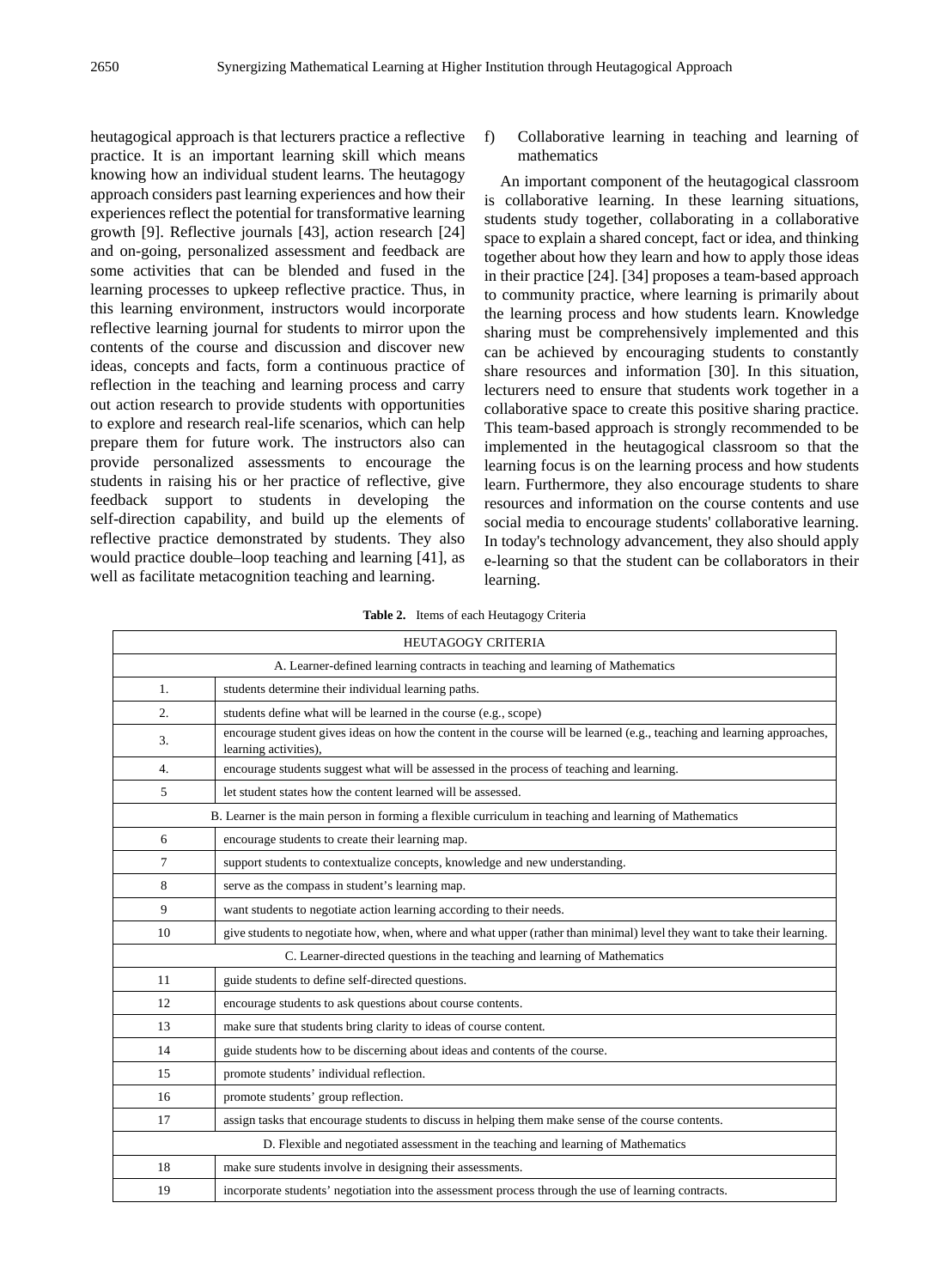heutagogical approach is that lecturers practice a reflective practice. It is an important learning skill which means knowing how an individual student learns. The heutagogy approach considers past learning experiences and how their experiences reflect the potential for transformative learning growth [9]. Reflective journals [43], action research [24] and on-going, personalized assessment and feedback are some activities that can be blended and fused in the learning processes to upkeep reflective practice. Thus, in this learning environment, instructors would incorporate reflective learning journal for students to mirror upon the contents of the course and discussion and discover new ideas, concepts and facts, form a continuous practice of reflection in the teaching and learning process and carry out action research to provide students with opportunities to explore and research real-life scenarios, which can help prepare them for future work. The instructors also can provide personalized assessments to encourage the students in raising his or her practice of reflective, give feedback support to students in developing the self-direction capability, and build up the elements of reflective practice demonstrated by students. They also would practice double–loop teaching and learning [41], as well as facilitate metacognition teaching and learning.

f) Collaborative learning in teaching and learning of mathematics

An important component of the heutagogical classroom is collaborative learning. In these learning situations, students study together, collaborating in a collaborative space to explain a shared concept, fact or idea, and thinking together about how they learn and how to apply those ideas in their practice [24]. [34] proposes a team-based approach to community practice, where learning is primarily about the learning process and how students learn. Knowledge sharing must be comprehensively implemented and this can be achieved by encouraging students to constantly share resources and information [30]. In this situation, lecturers need to ensure that students work together in a collaborative space to create this positive sharing practice. This team-based approach is strongly recommended to be implemented in the heutagogical classroom so that the learning focus is on the learning process and how students learn. Furthermore, they also encourage students to share resources and information on the course contents and use social media to encourage students' collaborative learning. In today's technology advancement, they also should apply e-learning so that the student can be collaborators in their learning.

**Table 2.** Items of each Heutagogy Criteria

| HEUTAGOGY CRITERIA | |
|---|---|
| A. Learner-defined learning contracts in teaching and learning of Mathematics | |
| 1. | students determine their individual learning paths. |
| 2. | students define what will be learned in the course (e.g., scope) |
| 3. | encourage student gives ideas on how the content in the course will be learned (e.g., teaching and learning approaches, learning activities), |
| 4. | encourage students suggest what will be assessed in the process of teaching and learning. |
| 5 | let student states how the content learned will be assessed. |
| B. Learner is the main person in forming a flexible curriculum in teaching and learning of Mathematics | |
| 6 | encourage students to create their learning map. |
| 7 | support students to contextualize concepts, knowledge and new understanding. |
| 8 | serve as the compass in student's learning map. |
| 9 | want students to negotiate action learning according to their needs. |
| 10 | give students to negotiate how, when, where and what upper (rather than minimal) level they want to take their learning. |
| C. Learner-directed questions in the teaching and learning of Mathematics | |
| 11 | guide students to define self-directed questions. |
| 12 | encourage students to ask questions about course contents. |
| 13 | make sure that students bring clarity to ideas of course content. |
| 14 | guide students how to be discerning about ideas and contents of the course. |
| 15 | promote students' individual reflection. |
| 16 | promote students' group reflection. |
| 17 | assign tasks that encourage students to discuss in helping them make sense of the course contents. |
| D. Flexible and negotiated assessment in the teaching and learning of Mathematics | |
| 18 | make sure students involve in designing their assessments. |
| 19 | incorporate students' negotiation into the assessment process through the use of learning contracts. |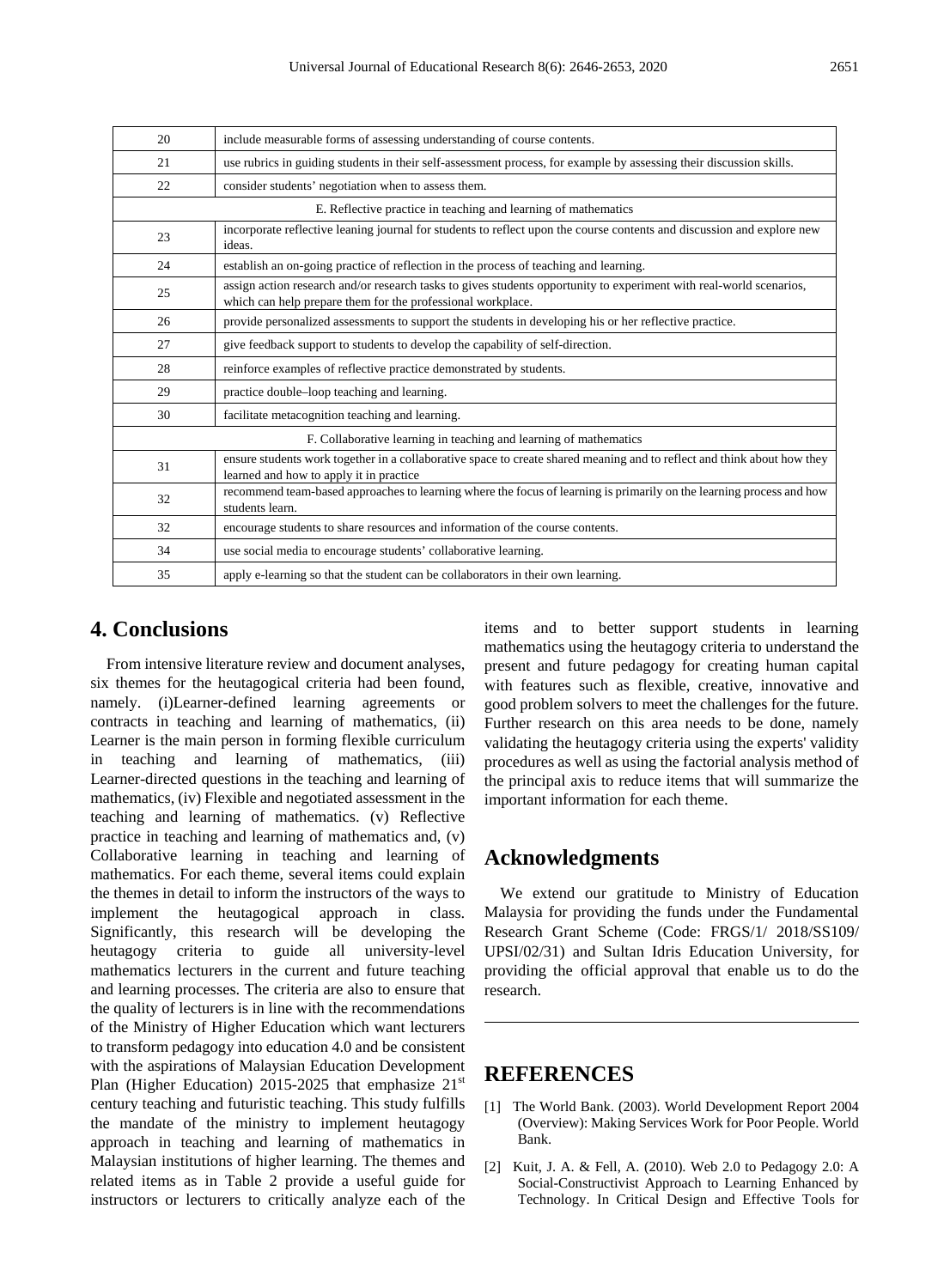| | |
|---|---|
| 20 | include measurable forms of assessing understanding of course contents. |
| 21 | use rubrics in guiding students in their self-assessment process, for example by assessing their discussion skills. |
| 22 | consider students' negotiation when to assess them. |
| E. Reflective practice in teaching and learning of mathematics | |
| 23 | incorporate reflective leaning journal for students to reflect upon the course contents and discussion and explore new ideas. |
| 24 | establish an on-going practice of reflection in the process of teaching and learning. |
| 25 | assign action research and/or research tasks to gives students opportunity to experiment with real-world scenarios, which can help prepare them for the professional workplace. |
| 26 | provide personalized assessments to support the students in developing his or her reflective practice. |
| 27 | give feedback support to students to develop the capability of self-direction. |
| 28 | reinforce examples of reflective practice demonstrated by students. |
| 29 | practice double–loop teaching and learning. |
| 30 | facilitate metacognition teaching and learning. |
| F. Collaborative learning in teaching and learning of mathematics | |
| 31 | ensure students work together in a collaborative space to create shared meaning and to reflect and think about how they learned and how to apply it in practice |
| 32 | recommend team-based approaches to learning where the focus of learning is primarily on the learning process and how students learn. |
| 32 | encourage students to share resources and information of the course contents. |
| 34 | use social media to encourage students' collaborative learning. |
| 35 | apply e-learning so that the student can be collaborators in their own learning. |

## 4. Conclusions

From intensive literature review and document analyses, six themes for the heutagogical criteria had been found, namely. (i)Learner-defined learning agreements or contracts in teaching and learning of mathematics, (ii) Learner is the main person in forming flexible curriculum in teaching and learning of mathematics, (iii) Learner-directed questions in the teaching and learning of mathematics, (iv) Flexible and negotiated assessment in the teaching and learning of mathematics. (v) Reflective practice in teaching and learning of mathematics and, (v) Collaborative learning in teaching and learning of mathematics. For each theme, several items could explain the themes in detail to inform the instructors of the ways to implement the heutagogical approach in class. Significantly, this research will be developing the heutagogy criteria to guide all university-level mathematics lecturers in the current and future teaching and learning processes. The criteria are also to ensure that the quality of lecturers is in line with the recommendations of the Ministry of Higher Education which want lecturers to transform pedagogy into education 4.0 and be consistent with the aspirations of Malaysian Education Development Plan (Higher Education) 2015-2025 that emphasize 21st century teaching and futuristic teaching. This study fulfills the mandate of the ministry to implement heutagogy approach in teaching and learning of mathematics in Malaysian institutions of higher learning. The themes and related items as in Table 2 provide a useful guide for instructors or lecturers to critically analyze each of the items and to better support students in learning mathematics using the heutagogy criteria to understand the present and future pedagogy for creating human capital with features such as flexible, creative, innovative and good problem solvers to meet the challenges for the future. Further research on this area needs to be done, namely validating the heutagogy criteria using the experts' validity procedures as well as using the factorial analysis method of the principal axis to reduce items that will summarize the important information for each theme.

## Acknowledgments

We extend our gratitude to Ministry of Education Malaysia for providing the funds under the Fundamental Research Grant Scheme (Code: FRGS/1/ 2018/SS109/ UPSI/02/31) and Sultan Idris Education University, for providing the official approval that enable us to do the research.

## REFERENCES

[1] The World Bank. (2003). World Development Report 2004 (Overview): Making Services Work for Poor People. World Bank.

[2] Kuit, J. A. & Fell, A. (2010). Web 2.0 to Pedagogy 2.0: A Social-Constructivist Approach to Learning Enhanced by Technology. In Critical Design and Effective Tools for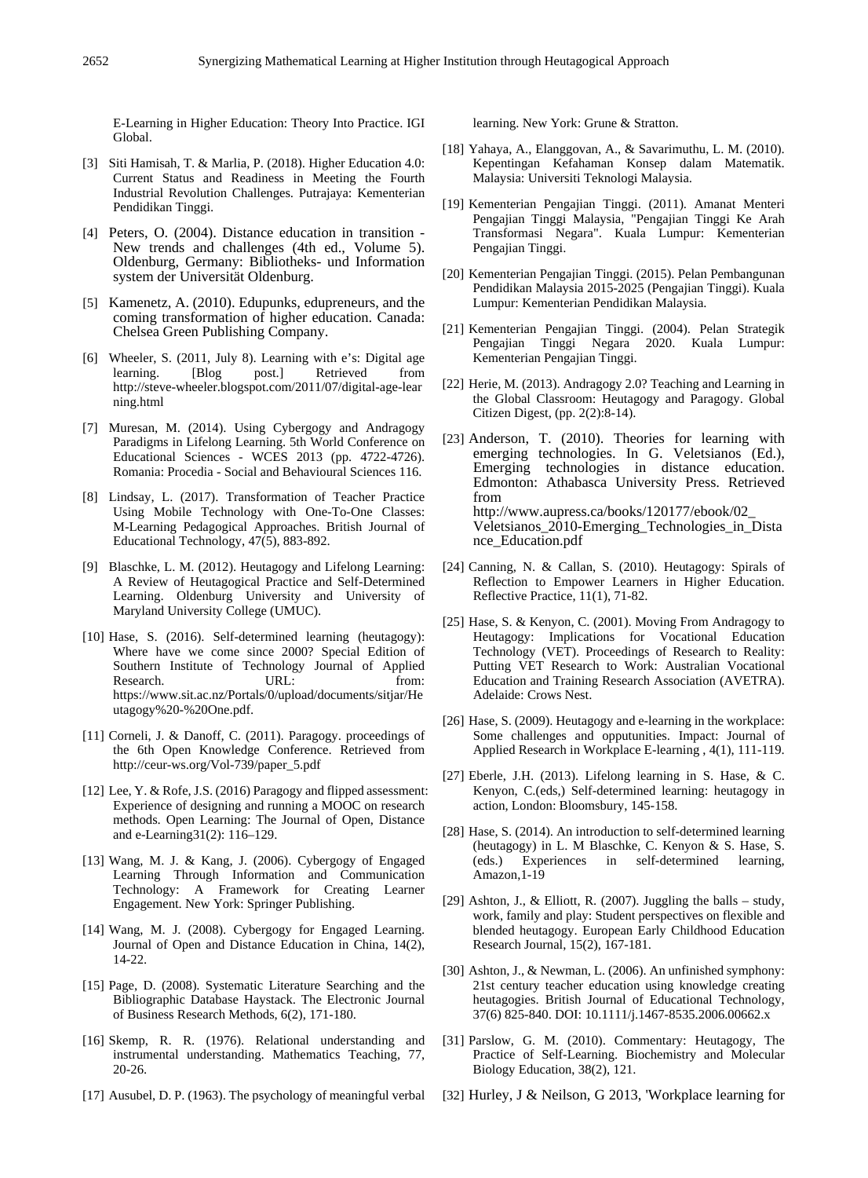E-Learning in Higher Education: Theory Into Practice. IGI Global.

[3] Siti Hamisah, T. & Marlia, P. (2018). Higher Education 4.0: Current Status and Readiness in Meeting the Fourth Industrial Revolution Challenges. Putrajaya: Kementerian Pendidikan Tinggi.

[4] Peters, O. (2004). Distance education in transition - New trends and challenges (4th ed., Volume 5). Oldenburg, Germany: Bibliotheks- und Information system der Universität Oldenburg.

[5] Kamenetz, A. (2010). Edupunks, edupreneurs, and the coming transformation of higher education. Canada: Chelsea Green Publishing Company.

[6] Wheeler, S. (2011, July 8). Learning with e's: Digital age learning. [Blog post.] Retrieved from http://steve-wheeler.blogspot.com/2011/07/digital-age-learning.html

[7] Muresan, M. (2014). Using Cybergogy and Andragogy Paradigms in Lifelong Learning. 5th World Conference on Educational Sciences - WCES 2013 (pp. 4722-4726). Romania: Procedia - Social and Behavioural Sciences 116.

[8] Lindsay, L. (2017). Transformation of Teacher Practice Using Mobile Technology with One-To-One Classes: M-Learning Pedagogical Approaches. British Journal of Educational Technology, 47(5), 883-892.

[9] Blaschke, L. M. (2012). Heutagogy and Lifelong Learning: A Review of Heutagogical Practice and Self-Determined Learning. Oldenburg University and University of Maryland University College (UMUC).

[10] Hase, S. (2016). Self-determined learning (heutagogy): Where have we come since 2000? Special Edition of Southern Institute of Technology Journal of Applied Research. URL: from: https://www.sit.ac.nz/Portals/0/upload/documents/sitjar/Heutagogy%20-%20One.pdf.

[11] Corneli, J. & Danoff, C. (2011). Paragogy. proceedings of the 6th Open Knowledge Conference. Retrieved from http://ceur-ws.org/Vol-739/paper_5.pdf

[12] Lee, Y. & Rofe, J.S. (2016) Paragogy and flipped assessment: Experience of designing and running a MOOC on research methods. Open Learning: The Journal of Open, Distance and e-Learning31(2): 116–129.

[13] Wang, M. J. & Kang, J. (2006). Cybergogy of Engaged Learning Through Information and Communication Technology: A Framework for Creating Learner Engagement. New York: Springer Publishing.

[14] Wang, M. J. (2008). Cybergogy for Engaged Learning. Journal of Open and Distance Education in China, 14(2), 14-22.

[15] Page, D. (2008). Systematic Literature Searching and the Bibliographic Database Haystack. The Electronic Journal of Business Research Methods, 6(2), 171-180.

[16] Skemp, R. R. (1976). Relational understanding and instrumental understanding. Mathematics Teaching, 77, 20-26.

[17] Ausubel, D. P. (1963). The psychology of meaningful verbal learning. New York: Grune & Stratton.

[18] Yahaya, A., Elanggovan, A., & Savarimuthu, L. M. (2010). Kepentingan Kefahaman Konsep dalam Matematik. Malaysia: Universiti Teknologi Malaysia.

[19] Kementerian Pengajian Tinggi. (2011). Amanat Menteri Pengajian Tinggi Malaysia, "Pengajian Tinggi Ke Arah Transformasi Negara". Kuala Lumpur: Kementerian Pengajian Tinggi.

[20] Kementerian Pengajian Tinggi. (2015). Pelan Pembangunan Pendidikan Malaysia 2015-2025 (Pengajian Tinggi). Kuala Lumpur: Kementerian Pendidikan Malaysia.

[21] Kementerian Pengajian Tinggi. (2004). Pelan Strategik Pengajian Tinggi Negara 2020. Kuala Lumpur: Kementerian Pengajian Tinggi.

[22] Herie, M. (2013). Andragogy 2.0? Teaching and Learning in the Global Classroom: Heutagogy and Paragogy. Global Citizen Digest, (pp. 2(2):8-14).

[23] Anderson, T. (2010). Theories for learning with emerging technologies. In G. Veletsianos (Ed.), Emerging technologies in distance education. Edmonton: Athabasca University Press. Retrieved from http://www.aupress.ca/books/120177/ebook/02_Veletsianos_2010-Emerging_Technologies_in_Distance_Education.pdf

[24] Canning, N. & Callan, S. (2010). Heutagogy: Spirals of Reflection to Empower Learners in Higher Education. Reflective Practice, 11(1), 71-82.

[25] Hase, S. & Kenyon, C. (2001). Moving From Andragogy to Heutagogy: Implications for Vocational Education Technology (VET). Proceedings of Research to Reality: Putting VET Research to Work: Australian Vocational Education and Training Research Association (AVETRA). Adelaide: Crows Nest.

[26] Hase, S. (2009). Heutagogy and e-learning in the workplace: Some challenges and opputunities. Impact: Journal of Applied Research in Workplace E-learning , 4(1), 111-119.

[27] Eberle, J.H. (2013). Lifelong learning in S. Hase, & C. Kenyon, C.(eds,) Self-determined learning: heutagogy in action, London: Bloomsbury, 145-158.

[28] Hase, S. (2014). An introduction to self-determined learning (heutagogy) in L. M Blaschke, C. Kenyon & S. Hase, S. (eds.) Experiences in self-determined learning, Amazon,1-19

[29] Ashton, J., & Elliott, R. (2007). Juggling the balls – study, work, family and play: Student perspectives on flexible and blended heutagogy. European Early Childhood Education Research Journal, 15(2), 167-181.

[30] Ashton, J., & Newman, L. (2006). An unfinished symphony: 21st century teacher education using knowledge creating heutagogies. British Journal of Educational Technology, 37(6) 825-840. DOI: 10.1111/j.1467-8535.2006.00662.x

[31] Parslow, G. M. (2010). Commentary: Heutagogy, The Practice of Self-Learning. Biochemistry and Molecular Biology Education, 38(2), 121.

[32] Hurley, J & Neilson, G 2013, 'Workplace learning for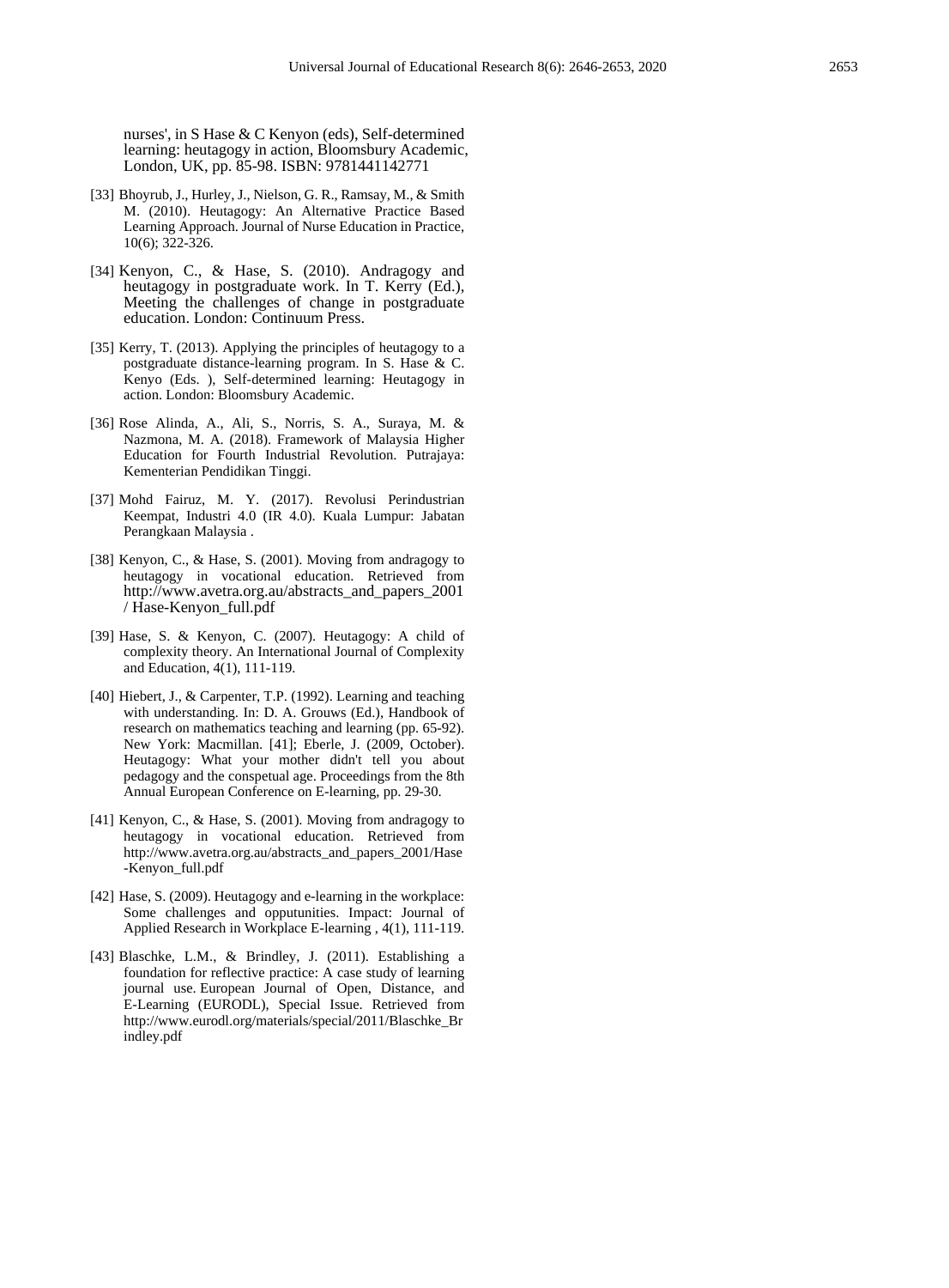nurses', in S Hase & C Kenyon (eds), Self-determined learning: heutagogy in action, Bloomsbury Academic, London, UK, pp. 85-98. ISBN: 9781441142771

[33] Bhoyrub, J., Hurley, J., Nielson, G. R., Ramsay, M., & Smith M. (2010). Heutagogy: An Alternative Practice Based Learning Approach. Journal of Nurse Education in Practice, 10(6); 322-326.

[34] Kenyon, C., & Hase, S. (2010). Andragogy and heutagogy in postgraduate work. In T. Kerry (Ed.), Meeting the challenges of change in postgraduate education. London: Continuum Press.

[35] Kerry, T. (2013). Applying the principles of heutagogy to a postgraduate distance-learning program. In S. Hase & C. Kenyo (Eds. ), Self-determined learning: Heutagogy in action. London: Bloomsbury Academic.

[36] Rose Alinda, A., Ali, S., Norris, S. A., Suraya, M. & Nazmona, M. A. (2018). Framework of Malaysia Higher Education for Fourth Industrial Revolution. Putrajaya: Kementerian Pendidikan Tinggi.

[37] Mohd Fairuz, M. Y. (2017). Revolusi Perindustrian Keempat, Industri 4.0 (IR 4.0). Kuala Lumpur: Jabatan Perangkaan Malaysia .

[38] Kenyon, C., & Hase, S. (2001). Moving from andragogy to heutagogy in vocational education. Retrieved from http://www.avetra.org.au/abstracts_and_papers_2001 / Hase-Kenyon_full.pdf

[39] Hase, S. & Kenyon, C. (2007). Heutagogy: A child of complexity theory. An International Journal of Complexity and Education, 4(1), 111-119.

[40] Hiebert, J., & Carpenter, T.P. (1992). Learning and teaching with understanding. In: D. A. Grouws (Ed.), Handbook of research on mathematics teaching and learning (pp. 65-92). New York: Macmillan. [41]; Eberle, J. (2009, October). Heutagogy: What your mother didn't tell you about pedagogy and the conspetual age. Proceedings from the 8th Annual European Conference on E-learning, pp. 29-30.

[41] Kenyon, C., & Hase, S. (2001). Moving from andragogy to heutagogy in vocational education. Retrieved from http://www.avetra.org.au/abstracts_and_papers_2001/Hase-Kenyon_full.pdf

[42] Hase, S. (2009). Heutagogy and e-learning in the workplace: Some challenges and opputunities. Impact: Journal of Applied Research in Workplace E-learning , 4(1), 111-119.

[43] Blaschke, L.M., & Brindley, J. (2011). Establishing a foundation for reflective practice: A case study of learning journal use. European Journal of Open, Distance, and E-Learning (EURODL), Special Issue. Retrieved from http://www.eurodl.org/materials/special/2011/Blaschke_Brindley.pdf